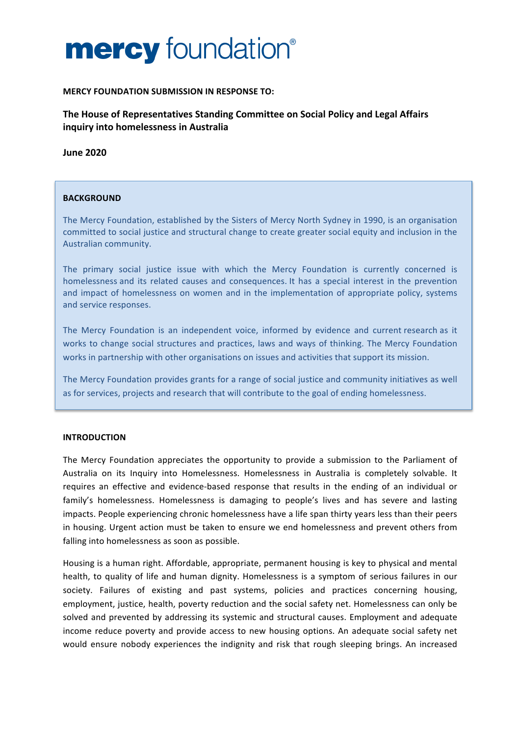# mercy foundation®

**MERCY FOUNDATION SUBMISSION IN RESPONSE TO:**

## The House of Representatives Standing Committee on Social Policy and Legal Affairs inquiry into homelessness in Australia

**June 2020**

### BACKGROUND

The Mercy Foundation, established by the Sisters of Mercy North Sydney in 1990, is an organisation committed to social justice and structural change to create greater social equity and inclusion in the Australian community.

The primary social justice issue with which the Mercy Foundation is currently concerned is homelessness and its related causes and consequences. It has a special interest in the prevention and impact of homelessness on women and in the implementation of appropriate policy, systems and service responses.

The Mercy Foundation is an independent voice, informed by evidence and current research as it works to change social structures and practices, laws and ways of thinking. The Mercy Foundation works in partnership with other organisations on issues and activities that support its mission.

The Mercy Foundation provides grants for a range of social justice and community initiatives as well as for services, projects and research that will contribute to the goal of ending homelessness.

### INTRODUCTION

The Mercy Foundation appreciates the opportunity to provide a submission to the Parliament of Australia on its Inquiry into Homelessness. Homelessness in Australia is completely solvable. It requires an effective and evidence-based response that results in the ending of an individual or family's homelessness. Homelessness is damaging to people's lives and has severe and lasting impacts. People experiencing chronic homelessness have a life span thirty years less than their peers in housing. Urgent action must be taken to ensure we end homelessness and prevent others from falling into homelessness as soon as possible.

Housing is a human right. Affordable, appropriate, permanent housing is key to physical and mental health, to quality of life and human dignity. Homelessness is a symptom of serious failures in our society. Failures of existing and past systems, policies and practices concerning housing, employment, justice, health, poverty reduction and the social safety net. Homelessness can only be solved and prevented by addressing its systemic and structural causes. Employment and adequate income reduce poverty and provide access to new housing options. An adequate social safety net would ensure nobody experiences the indignity and risk that rough sleeping brings. An increased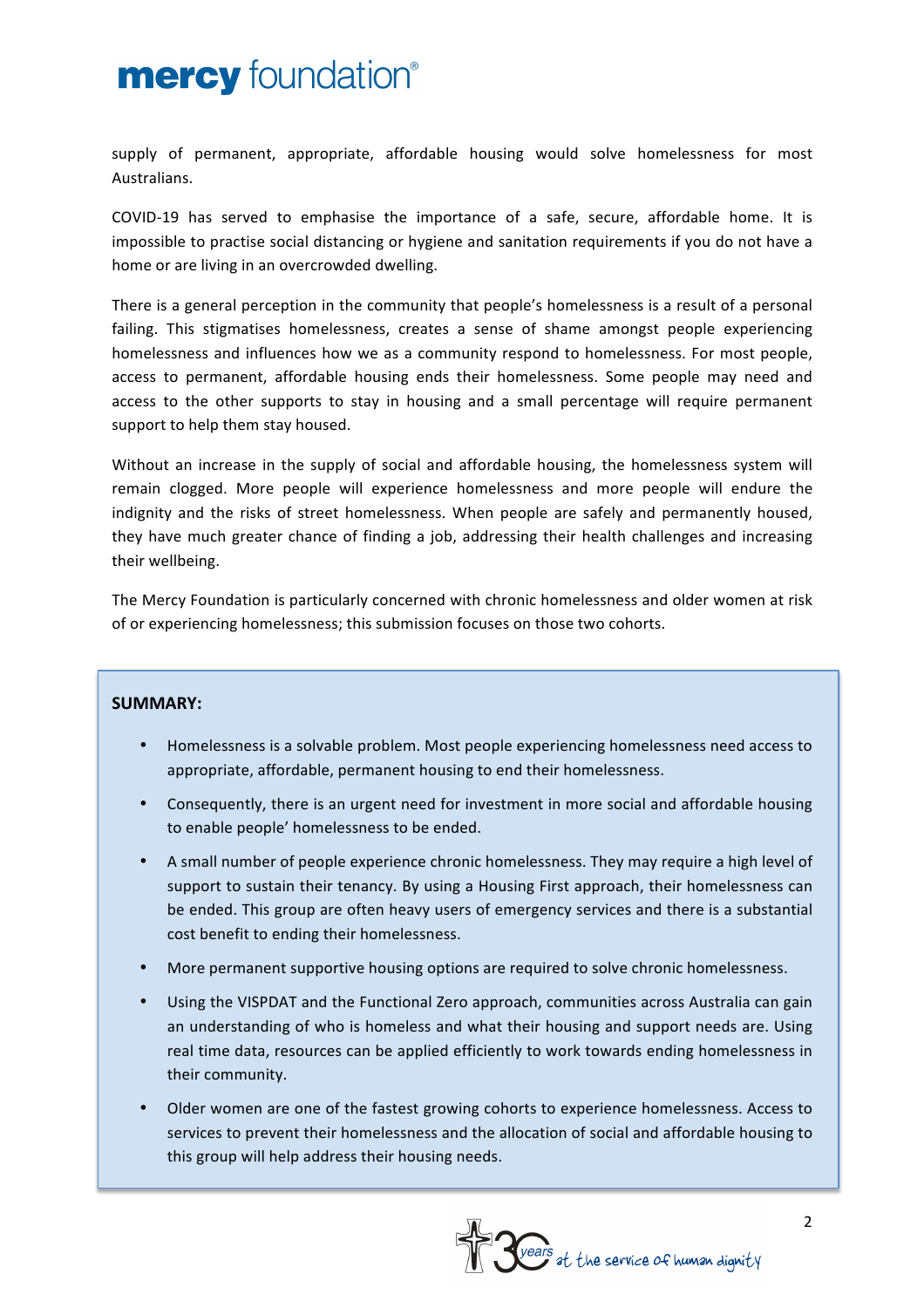supply of permanent, appropriate, affordable housing would solve homelessness for most Australians.

COVID-19 has served to emphasise the importance of a safe, secure, affordable home. It is impossible to practise social distancing or hygiene and sanitation requirements if you do not have a home or are living in an overcrowded dwelling.

There is a general perception in the community that people's homelessness is a result of a personal failing. This stigmatises homelessness, creates a sense of shame amongst people experiencing homelessness and influences how we as a community respond to homelessness. For most people, access to permanent, affordable housing ends their homelessness. Some people may need and access to the other supports to stay in housing and a small percentage will require permanent support to help them stay housed.

Without an increase in the supply of social and affordable housing, the homelessness system will remain clogged. More people will experience homelessness and more people will endure the indignity and the risks of street homelessness. When people are safely and permanently housed, they have much greater chance of finding a job, addressing their health challenges and increasing their wellbeing.

The Mercy Foundation is particularly concerned with chronic homelessness and older women at risk of or experiencing homelessness; this submission focuses on those two cohorts.

**SUMMARY:**

- Homelessness is a solvable problem. Most people experiencing homelessness need access to appropriate, affordable, permanent housing to end their homelessness.
- Consequently, there is an urgent need for investment in more social and affordable housing to enable people' homelessness to be ended.
- A small number of people experience chronic homelessness. They may require a high level of support to sustain their tenancy. By using a Housing First approach, their homelessness can be ended. This group are often heavy users of emergency services and there is a substantial cost benefit to ending their homelessness.
- More permanent supportive housing options are required to solve chronic homelessness.
- Using the VISPDAT and the Functional Zero approach, communities across Australia can gain an understanding of who is homeless and what their housing and support needs are. Using real time data, resources can be applied efficiently to work towards ending homelessness in their community.
- Older women are one of the fastest growing cohorts to experience homelessness. Access to services to prevent their homelessness and the allocation of social and affordable housing to this group will help address their housing needs.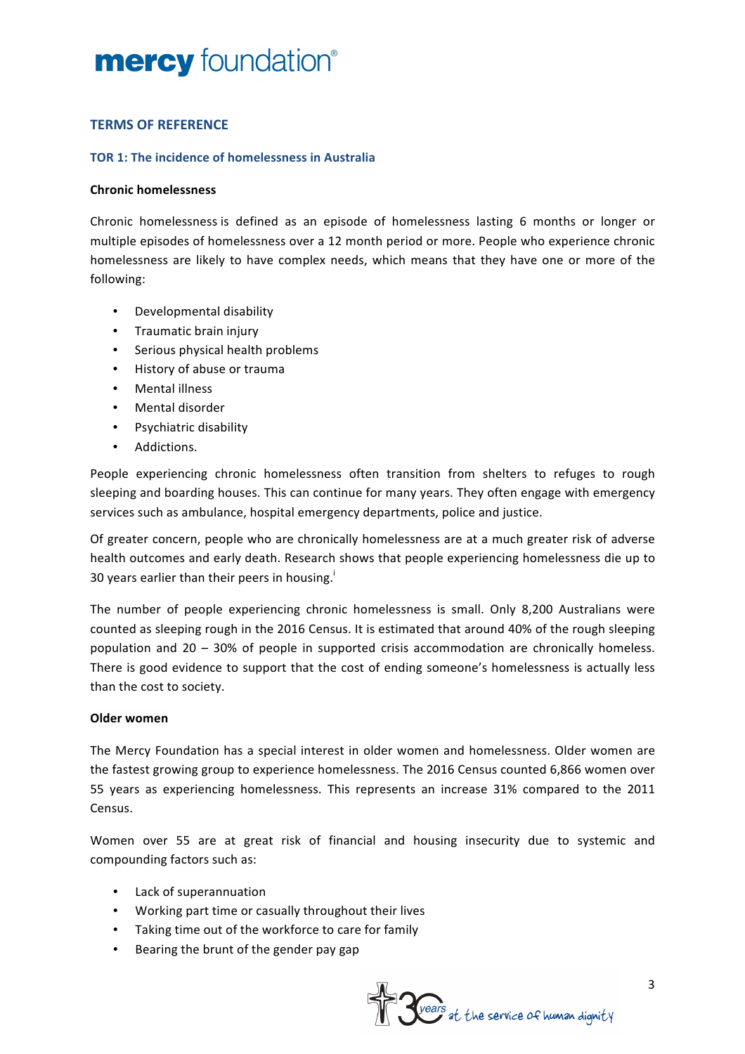## TERMS OF REFERENCE

### TOR 1: The incidence of homelessness in Australia

**Chronic homelessness**

Chronic homelessness is defined as an episode of homelessness lasting 6 months or longer or multiple episodes of homelessness over a 12 month period or more. People who experience chronic homelessness are likely to have complex needs, which means that they have one or more of the following:

- Developmental disability
- Traumatic brain injury
- Serious physical health problems
- History of abuse or trauma
- Mental illness
- Mental disorder
- Psychiatric disability
- Addictions.

People experiencing chronic homelessness often transition from shelters to refuges to rough sleeping and boarding houses. This can continue for many years. They often engage with emergency services such as ambulance, hospital emergency departments, police and justice.

Of greater concern, people who are chronically homelessness are at a much greater risk of adverse health outcomes and early death. Research shows that people experiencing homelessness die up to 30 years earlier than their peers in housing.[i]

The number of people experiencing chronic homelessness is small. Only 8,200 Australians were counted as sleeping rough in the 2016 Census. It is estimated that around 40% of the rough sleeping population and 20 – 30% of people in supported crisis accommodation are chronically homeless. There is good evidence to support that the cost of ending someone's homelessness is actually less than the cost to society.

**Older women**

The Mercy Foundation has a special interest in older women and homelessness. Older women are the fastest growing group to experience homelessness. The 2016 Census counted 6,866 women over 55 years as experiencing homelessness. This represents an increase 31% compared to the 2011 Census.

Women over 55 are at great risk of financial and housing insecurity due to systemic and compounding factors such as:

- Lack of superannuation
- Working part time or casually throughout their lives
- Taking time out of the workforce to care for family
- Bearing the brunt of the gender pay gap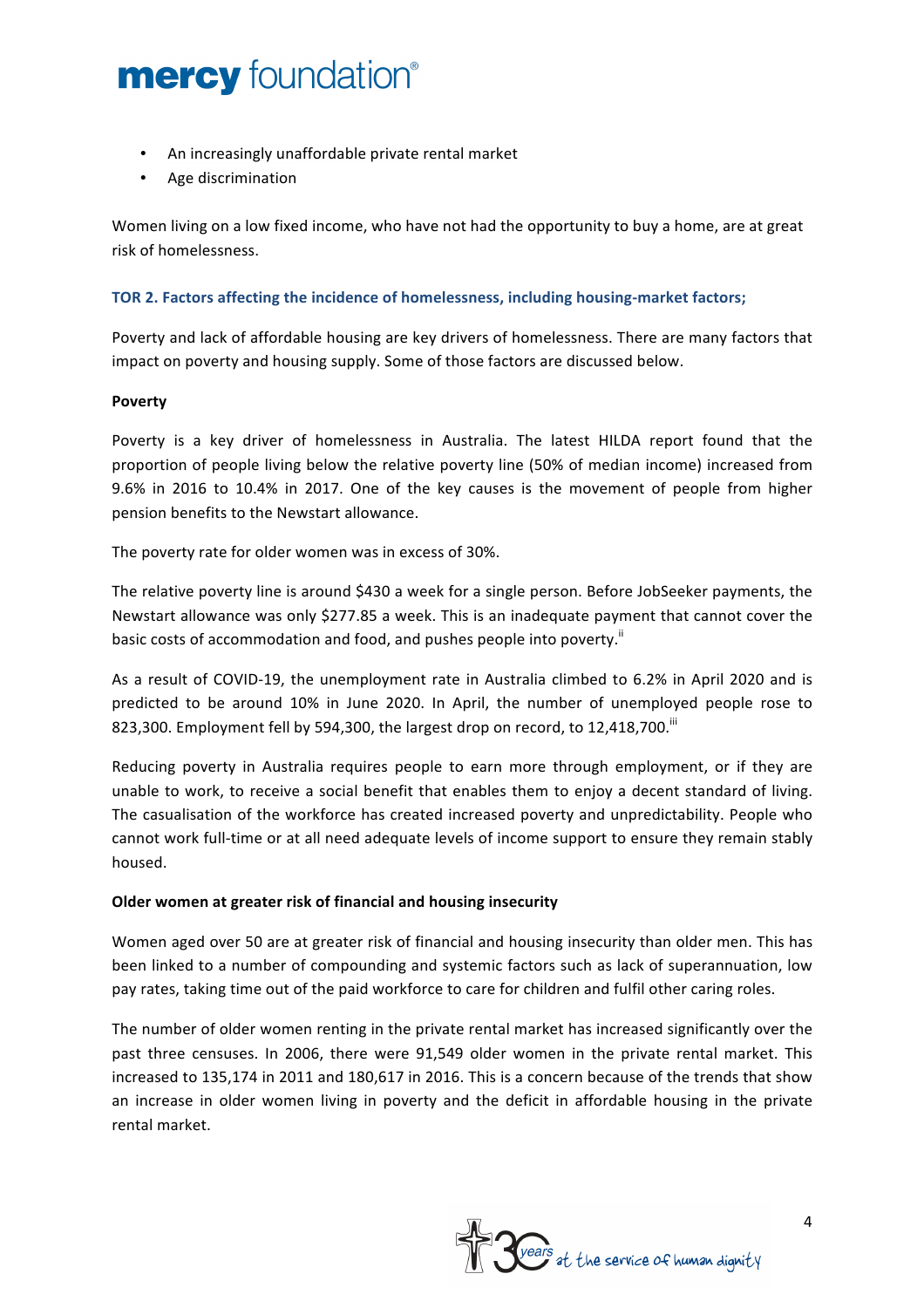- An increasingly unaffordable private rental market
- Age discrimination

Women living on a low fixed income, who have not had the opportunity to buy a home, are at great risk of homelessness.

### TOR 2. Factors affecting the incidence of homelessness, including housing-market factors;

Poverty and lack of affordable housing are key drivers of homelessness. There are many factors that impact on poverty and housing supply. Some of those factors are discussed below.

**Poverty**

Poverty is a key driver of homelessness in Australia. The latest HILDA report found that the proportion of people living below the relative poverty line (50% of median income) increased from 9.6% in 2016 to 10.4% in 2017. One of the key causes is the movement of people from higher pension benefits to the Newstart allowance.

The poverty rate for older women was in excess of 30%.

The relative poverty line is around $430 a week for a single person. Before JobSeeker payments, the Newstart allowance was only $277.85 a week. This is an inadequate payment that cannot cover the basic costs of accommodation and food, and pushes people into poverty.[ii]

As a result of COVID-19, the unemployment rate in Australia climbed to 6.2% in April 2020 and is predicted to be around 10% in June 2020. In April, the number of unemployed people rose to 823,300. Employment fell by 594,300, the largest drop on record, to 12,418,700.[iii]

Reducing poverty in Australia requires people to earn more through employment, or if they are unable to work, to receive a social benefit that enables them to enjoy a decent standard of living. The casualisation of the workforce has created increased poverty and unpredictability. People who cannot work full-time or at all need adequate levels of income support to ensure they remain stably housed.

**Older women at greater risk of financial and housing insecurity**

Women aged over 50 are at greater risk of financial and housing insecurity than older men. This has been linked to a number of compounding and systemic factors such as lack of superannuation, low pay rates, taking time out of the paid workforce to care for children and fulfil other caring roles.

The number of older women renting in the private rental market has increased significantly over the past three censuses. In 2006, there were 91,549 older women in the private rental market. This increased to 135,174 in 2011 and 180,617 in 2016. This is a concern because of the trends that show an increase in older women living in poverty and the deficit in affordable housing in the private rental market.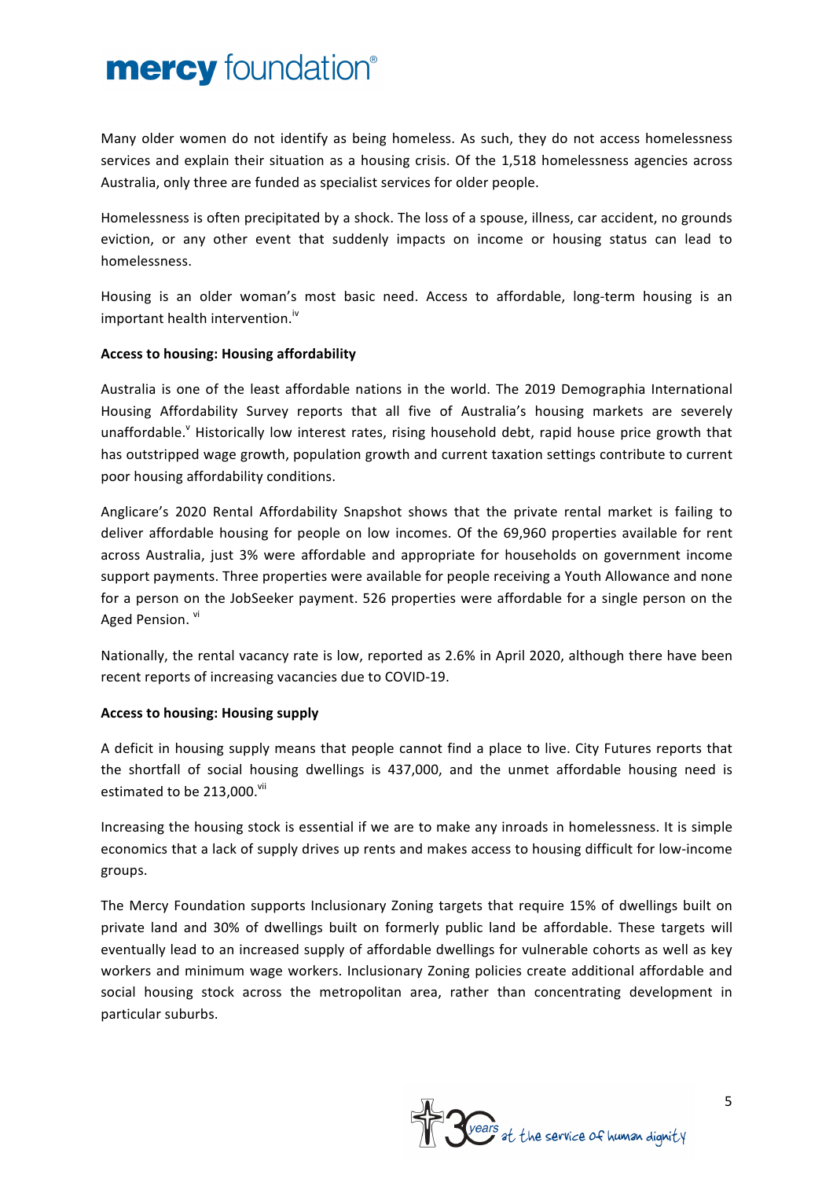Many older women do not identify as being homeless. As such, they do not access homelessness services and explain their situation as a housing crisis. Of the 1,518 homelessness agencies across Australia, only three are funded as specialist services for older people.

Homelessness is often precipitated by a shock. The loss of a spouse, illness, car accident, no grounds eviction, or any other event that suddenly impacts on income or housing status can lead to homelessness.

Housing is an older woman's most basic need. Access to affordable, long-term housing is an important health intervention.[iv]

**Access to housing: Housing affordability**

Australia is one of the least affordable nations in the world. The 2019 Demographia International Housing Affordability Survey reports that all five of Australia's housing markets are severely unaffordable.[v] Historically low interest rates, rising household debt, rapid house price growth that has outstripped wage growth, population growth and current taxation settings contribute to current poor housing affordability conditions.

Anglicare's 2020 Rental Affordability Snapshot shows that the private rental market is failing to deliver affordable housing for people on low incomes. Of the 69,960 properties available for rent across Australia, just 3% were affordable and appropriate for households on government income support payments. Three properties were available for people receiving a Youth Allowance and none for a person on the JobSeeker payment. 526 properties were affordable for a single person on the Aged Pension. [vi]

Nationally, the rental vacancy rate is low, reported as 2.6% in April 2020, although there have been recent reports of increasing vacancies due to COVID-19.

**Access to housing: Housing supply**

A deficit in housing supply means that people cannot find a place to live. City Futures reports that the shortfall of social housing dwellings is 437,000, and the unmet affordable housing need is estimated to be 213,000.[vii]

Increasing the housing stock is essential if we are to make any inroads in homelessness. It is simple economics that a lack of supply drives up rents and makes access to housing difficult for low-income groups.

The Mercy Foundation supports Inclusionary Zoning targets that require 15% of dwellings built on private land and 30% of dwellings built on formerly public land be affordable. These targets will eventually lead to an increased supply of affordable dwellings for vulnerable cohorts as well as key workers and minimum wage workers. Inclusionary Zoning policies create additional affordable and social housing stock across the metropolitan area, rather than concentrating development in particular suburbs.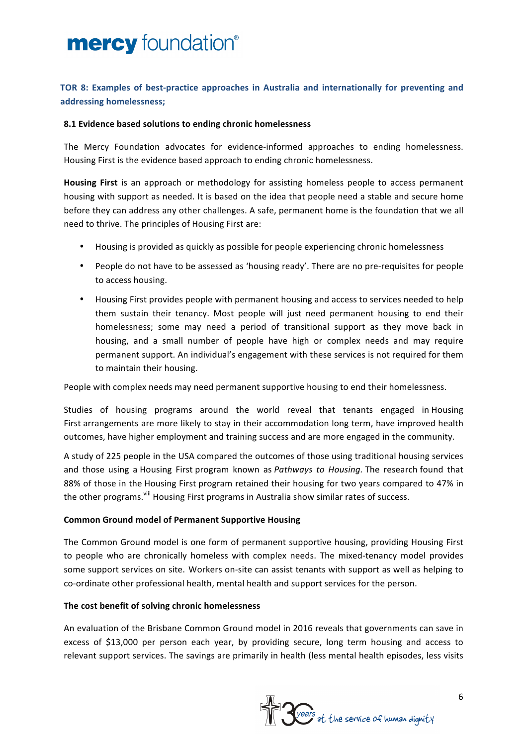## TOR 8: Examples of best-practice approaches in Australia and internationally for preventing and addressing homelessness;

### 8.1 Evidence based solutions to ending chronic homelessness

The Mercy Foundation advocates for evidence-informed approaches to ending homelessness. Housing First is the evidence based approach to ending chronic homelessness.

**Housing First** is an approach or methodology for assisting homeless people to access permanent housing with support as needed. It is based on the idea that people need a stable and secure home before they can address any other challenges. A safe, permanent home is the foundation that we all need to thrive. The principles of Housing First are:

- Housing is provided as quickly as possible for people experiencing chronic homelessness
- People do not have to be assessed as 'housing ready'. There are no pre-requisites for people to access housing.
- Housing First provides people with permanent housing and access to services needed to help them sustain their tenancy. Most people will just need permanent housing to end their homelessness; some may need a period of transitional support as they move back in housing, and a small number of people have high or complex needs and may require permanent support. An individual's engagement with these services is not required for them to maintain their housing.

People with complex needs may need permanent supportive housing to end their homelessness.

Studies of housing programs around the world reveal that tenants engaged in Housing First arrangements are more likely to stay in their accommodation long term, have improved health outcomes, have higher employment and training success and are more engaged in the community.

A study of 225 people in the USA compared the outcomes of those using traditional housing services and those using a Housing First program known as *Pathways to Housing*. The research found that 88% of those in the Housing First program retained their housing for two years compared to 47% in the other programs.[viii] Housing First programs in Australia show similar rates of success.

**Common Ground model of Permanent Supportive Housing**

The Common Ground model is one form of permanent supportive housing, providing Housing First to people who are chronically homeless with complex needs. The mixed-tenancy model provides some support services on site. Workers on-site can assist tenants with support as well as helping to co-ordinate other professional health, mental health and support services for the person.

**The cost benefit of solving chronic homelessness**

An evaluation of the Brisbane Common Ground model in 2016 reveals that governments can save in excess of $13,000 per person each year, by providing secure, long term housing and access to relevant support services. The savings are primarily in health (less mental health episodes, less visits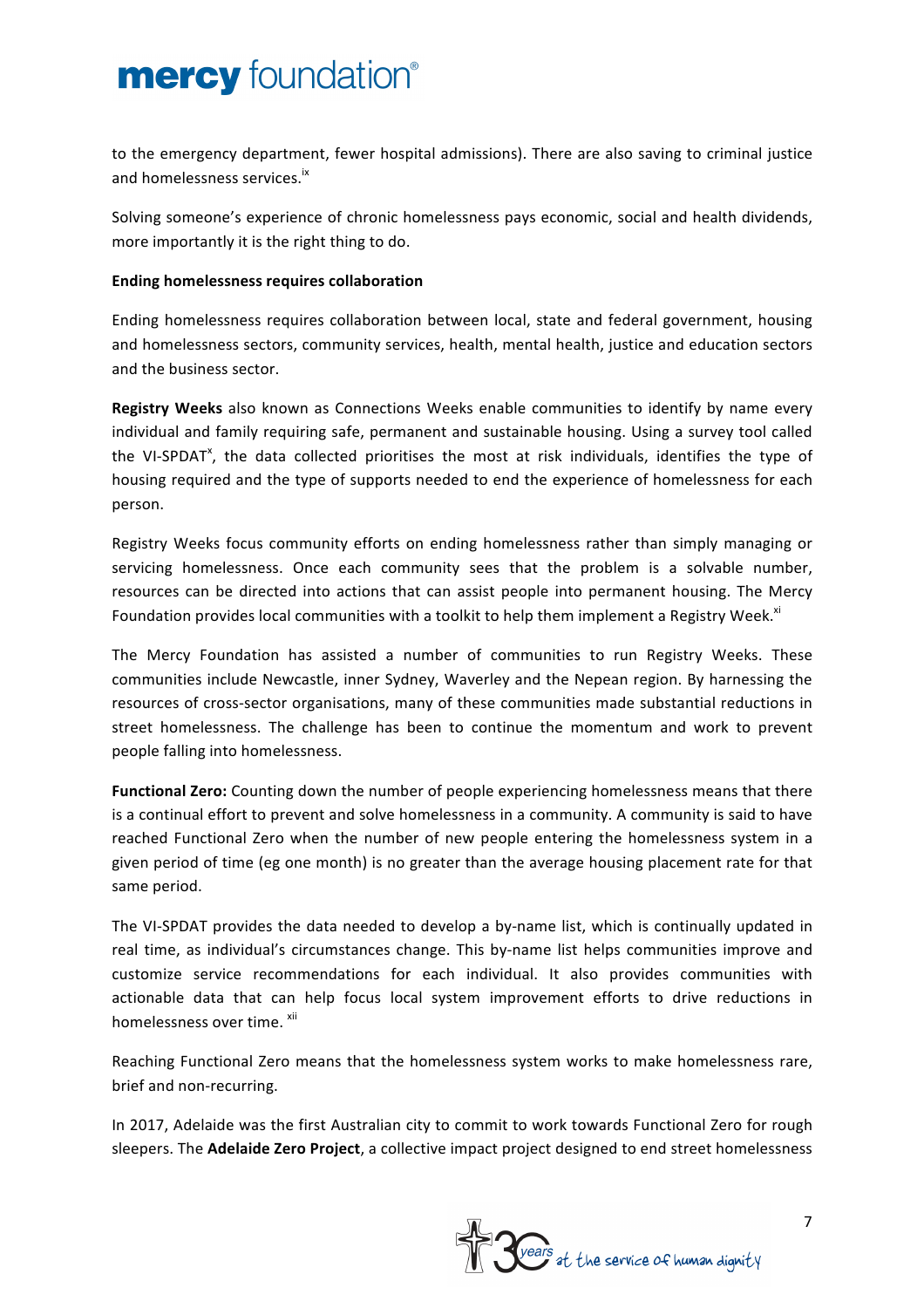to the emergency department, fewer hospital admissions). There are also saving to criminal justice and homelessness services.[ix]

Solving someone's experience of chronic homelessness pays economic, social and health dividends, more importantly it is the right thing to do.

**Ending homelessness requires collaboration**

Ending homelessness requires collaboration between local, state and federal government, housing and homelessness sectors, community services, health, mental health, justice and education sectors and the business sector.

**Registry Weeks** also known as Connections Weeks enable communities to identify by name every individual and family requiring safe, permanent and sustainable housing. Using a survey tool called the VI-SPDAT[x], the data collected prioritises the most at risk individuals, identifies the type of housing required and the type of supports needed to end the experience of homelessness for each person.

Registry Weeks focus community efforts on ending homelessness rather than simply managing or servicing homelessness. Once each community sees that the problem is a solvable number, resources can be directed into actions that can assist people into permanent housing. The Mercy Foundation provides local communities with a toolkit to help them implement a Registry Week.[xi]

The Mercy Foundation has assisted a number of communities to run Registry Weeks. These communities include Newcastle, inner Sydney, Waverley and the Nepean region. By harnessing the resources of cross-sector organisations, many of these communities made substantial reductions in street homelessness. The challenge has been to continue the momentum and work to prevent people falling into homelessness.

**Functional Zero:** Counting down the number of people experiencing homelessness means that there is a continual effort to prevent and solve homelessness in a community. A community is said to have reached Functional Zero when the number of new people entering the homelessness system in a given period of time (eg one month) is no greater than the average housing placement rate for that same period.

The VI-SPDAT provides the data needed to develop a by-name list, which is continually updated in real time, as individual's circumstances change. This by-name list helps communities improve and customize service recommendations for each individual. It also provides communities with actionable data that can help focus local system improvement efforts to drive reductions in homelessness over time.[xii]

Reaching Functional Zero means that the homelessness system works to make homelessness rare, brief and non-recurring.

In 2017, Adelaide was the first Australian city to commit to work towards Functional Zero for rough sleepers. The **Adelaide Zero Project**, a collective impact project designed to end street homelessness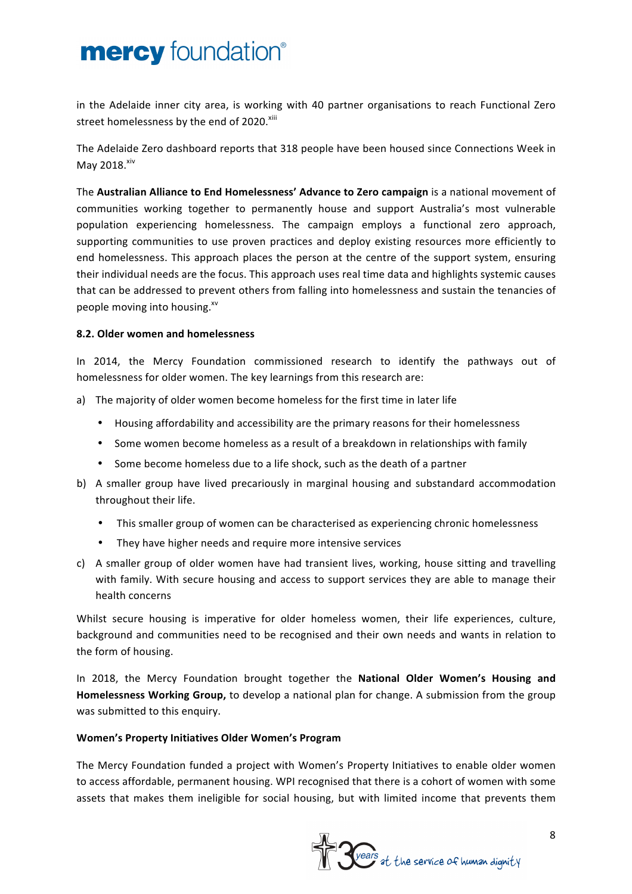in the Adelaide inner city area, is working with 40 partner organisations to reach Functional Zero street homelessness by the end of 2020.[xiii]

The Adelaide Zero dashboard reports that 318 people have been housed since Connections Week in May 2018.[xiv]

The **Australian Alliance to End Homelessness' Advance to Zero campaign** is a national movement of communities working together to permanently house and support Australia's most vulnerable population experiencing homelessness. The campaign employs a functional zero approach, supporting communities to use proven practices and deploy existing resources more efficiently to end homelessness. This approach places the person at the centre of the support system, ensuring their individual needs are the focus. This approach uses real time data and highlights systemic causes that can be addressed to prevent others from falling into homelessness and sustain the tenancies of people moving into housing.[xv]

### 8.2. Older women and homelessness

In 2014, the Mercy Foundation commissioned research to identify the pathways out of homelessness for older women. The key learnings from this research are:

a) The majority of older women become homeless for the first time in later life
   - Housing affordability and accessibility are the primary reasons for their homelessness
   - Some women become homeless as a result of a breakdown in relationships with family
   - Some become homeless due to a life shock, such as the death of a partner

b) A smaller group have lived precariously in marginal housing and substandard accommodation throughout their life.
   - This smaller group of women can be characterised as experiencing chronic homelessness
   - They have higher needs and require more intensive services

c) A smaller group of older women have had transient lives, working, house sitting and travelling with family. With secure housing and access to support services they are able to manage their health concerns

Whilst secure housing is imperative for older homeless women, their life experiences, culture, background and communities need to be recognised and their own needs and wants in relation to the form of housing.

In 2018, the Mercy Foundation brought together the **National Older Women's Housing and Homelessness Working Group,** to develop a national plan for change. A submission from the group was submitted to this enquiry.

#### Women's Property Initiatives Older Women's Program

The Mercy Foundation funded a project with Women's Property Initiatives to enable older women to access affordable, permanent housing. WPI recognised that there is a cohort of women with some assets that makes them ineligible for social housing, but with limited income that prevents them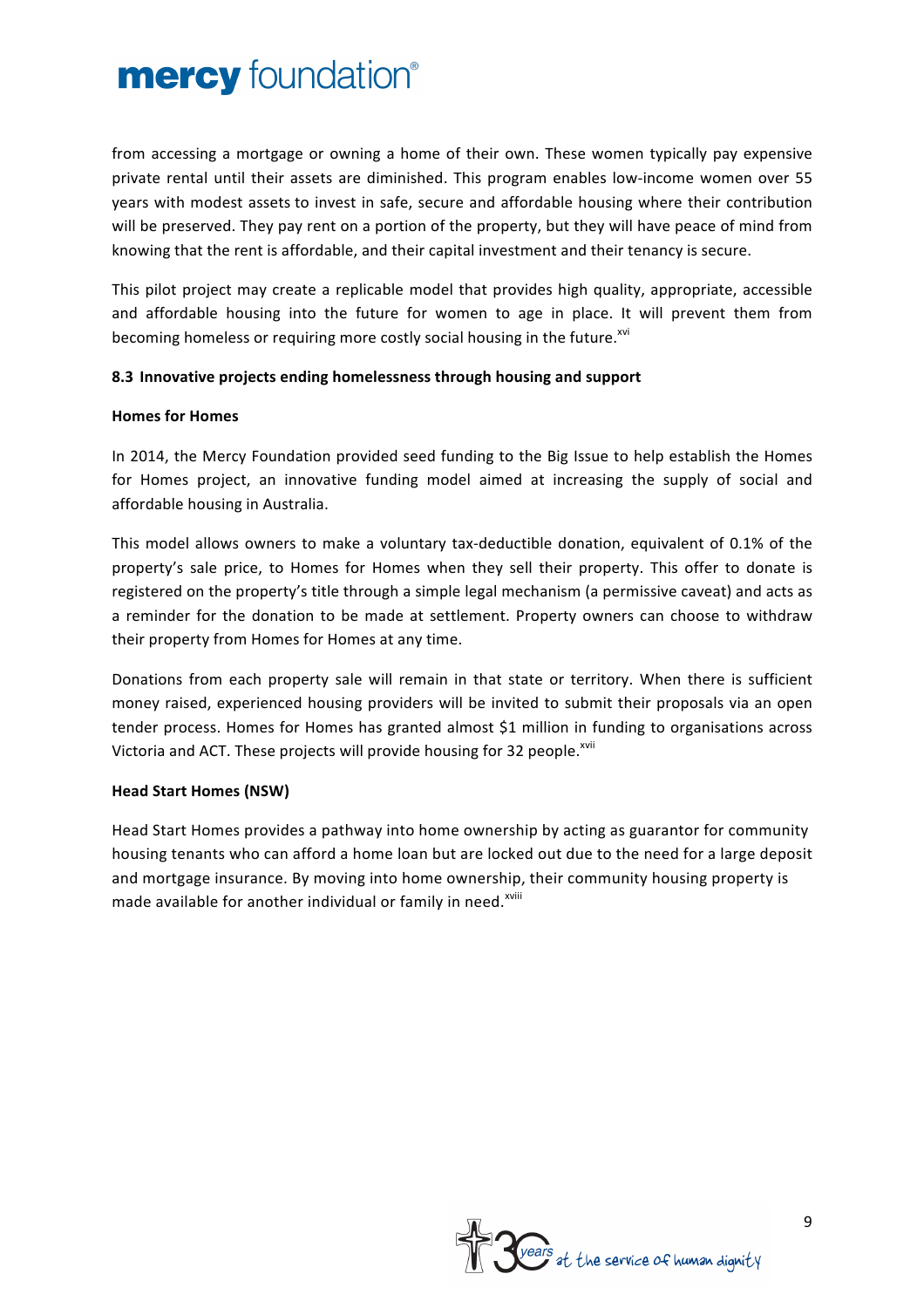from accessing a mortgage or owning a home of their own. These women typically pay expensive private rental until their assets are diminished. This program enables low-income women over 55 years with modest assets to invest in safe, secure and affordable housing where their contribution will be preserved. They pay rent on a portion of the property, but they will have peace of mind from knowing that the rent is affordable, and their capital investment and their tenancy is secure.

This pilot project may create a replicable model that provides high quality, appropriate, accessible and affordable housing into the future for women to age in place. It will prevent them from becoming homeless or requiring more costly social housing in the future.[xvi]

### 8.3 Innovative projects ending homelessness through housing and support

**Homes for Homes**

In 2014, the Mercy Foundation provided seed funding to the Big Issue to help establish the Homes for Homes project, an innovative funding model aimed at increasing the supply of social and affordable housing in Australia.

This model allows owners to make a voluntary tax-deductible donation, equivalent of 0.1% of the property's sale price, to Homes for Homes when they sell their property. This offer to donate is registered on the property's title through a simple legal mechanism (a permissive caveat) and acts as a reminder for the donation to be made at settlement. Property owners can choose to withdraw their property from Homes for Homes at any time.

Donations from each property sale will remain in that state or territory. When there is sufficient money raised, experienced housing providers will be invited to submit their proposals via an open tender process. Homes for Homes has granted almost $1 million in funding to organisations across Victoria and ACT. These projects will provide housing for 32 people.[xvii]

**Head Start Homes (NSW)**

Head Start Homes provides a pathway into home ownership by acting as guarantor for community housing tenants who can afford a home loan but are locked out due to the need for a large deposit and mortgage insurance. By moving into home ownership, their community housing property is made available for another individual or family in need.[xviii]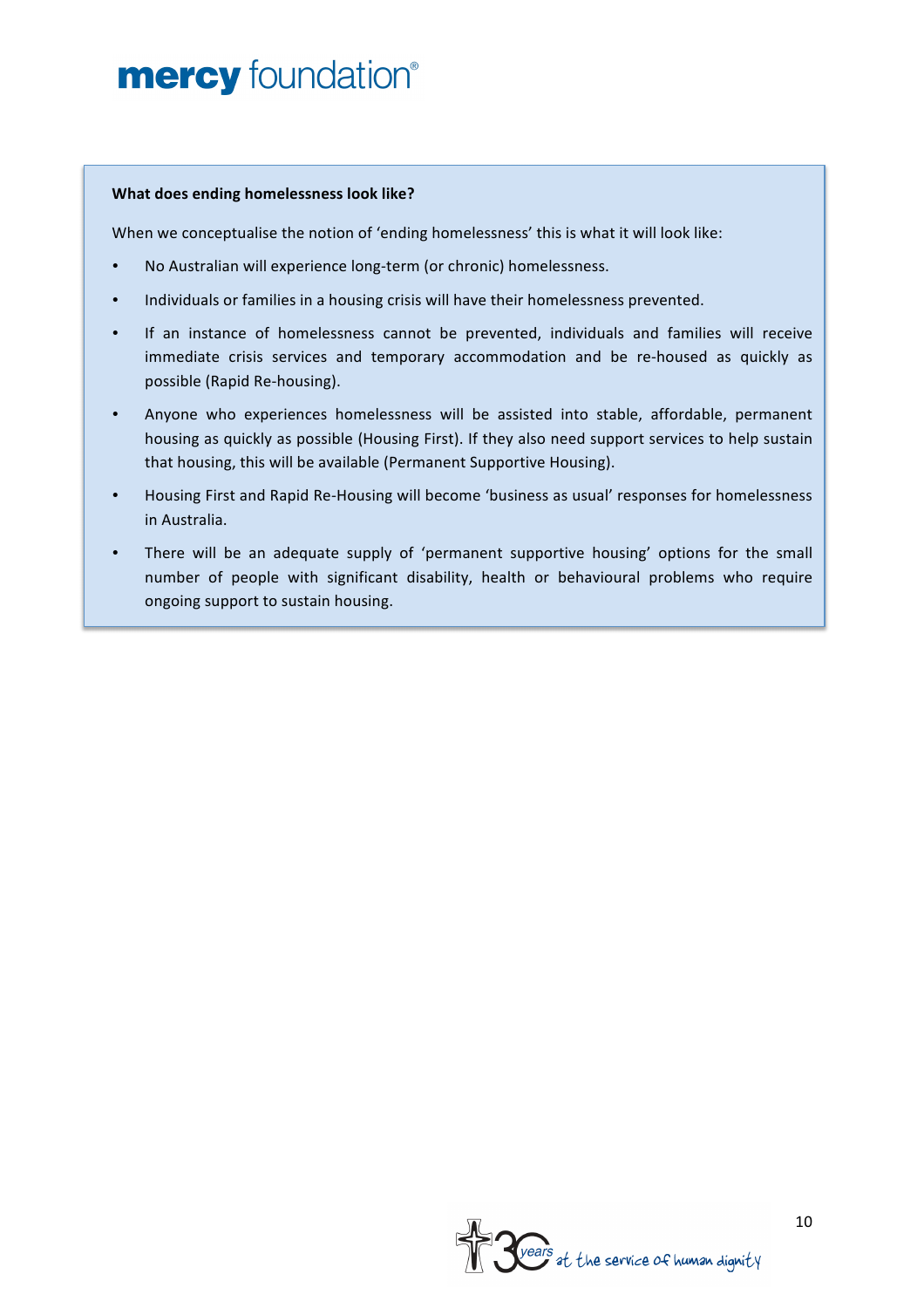**What does ending homelessness look like?**

When we conceptualise the notion of 'ending homelessness' this is what it will look like:

- No Australian will experience long-term (or chronic) homelessness.
- Individuals or families in a housing crisis will have their homelessness prevented.
- If an instance of homelessness cannot be prevented, individuals and families will receive immediate crisis services and temporary accommodation and be re-housed as quickly as possible (Rapid Re-housing).
- Anyone who experiences homelessness will be assisted into stable, affordable, permanent housing as quickly as possible (Housing First). If they also need support services to help sustain that housing, this will be available (Permanent Supportive Housing).
- Housing First and Rapid Re-Housing will become 'business as usual' responses for homelessness in Australia.
- There will be an adequate supply of 'permanent supportive housing' options for the small number of people with significant disability, health or behavioural problems who require ongoing support to sustain housing.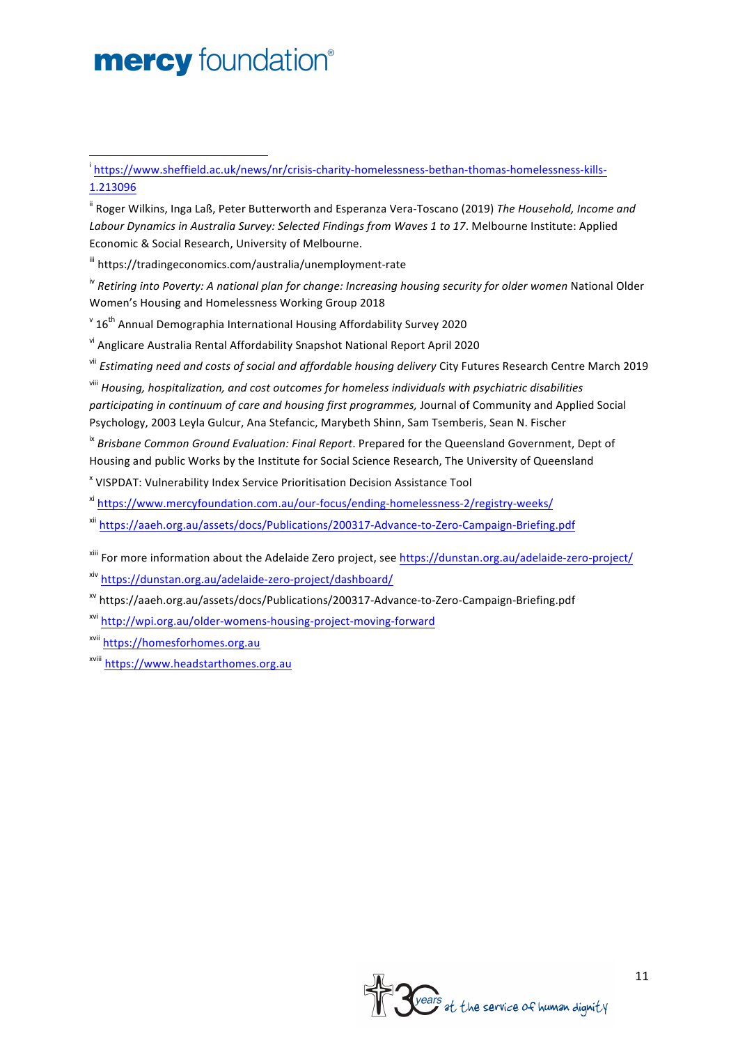[i] https://www.sheffield.ac.uk/news/nr/crisis-charity-homelessness-bethan-thomas-homelessness-kills-1.213096

[ii] Roger Wilkins, Inga Laß, Peter Butterworth and Esperanza Vera-Toscano (2019) *The Household, Income and Labour Dynamics in Australia Survey: Selected Findings from Waves 1 to 17*. Melbourne Institute: Applied Economic & Social Research, University of Melbourne.

[iii] https://tradingeconomics.com/australia/unemployment-rate

[iv] *Retiring into Poverty: A national plan for change: Increasing housing security for older women* National Older Women's Housing and Homelessness Working Group 2018

[v] 16th Annual Demographia International Housing Affordability Survey 2020

[vi] Anglicare Australia Rental Affordability Snapshot National Report April 2020

[vii] *Estimating need and costs of social and affordable housing delivery* City Futures Research Centre March 2019

[viii] *Housing, hospitalization, and cost outcomes for homeless individuals with psychiatric disabilities participating in continuum of care and housing first programmes,* Journal of Community and Applied Social Psychology, 2003 Leyla Gulcur, Ana Stefancic, Marybeth Shinn, Sam Tsemberis, Sean N. Fischer

[ix] *Brisbane Common Ground Evaluation: Final Report*. Prepared for the Queensland Government, Dept of Housing and public Works by the Institute for Social Science Research, The University of Queensland

[x] VISPDAT: Vulnerability Index Service Prioritisation Decision Assistance Tool

[xi] https://www.mercyfoundation.com.au/our-focus/ending-homelessness-2/registry-weeks/

[xii] https://aaeh.org.au/assets/docs/Publications/200317-Advance-to-Zero-Campaign-Briefing.pdf

[xiii] For more information about the Adelaide Zero project, see https://dunstan.org.au/adelaide-zero-project/

[xiv] https://dunstan.org.au/adelaide-zero-project/dashboard/

[xv] https://aaeh.org.au/assets/docs/Publications/200317-Advance-to-Zero-Campaign-Briefing.pdf

[xvi] http://wpi.org.au/older-womens-housing-project-moving-forward

[xvii] https://homesforhomes.org.au

[xviii] https://www.headstarthomes.org.au